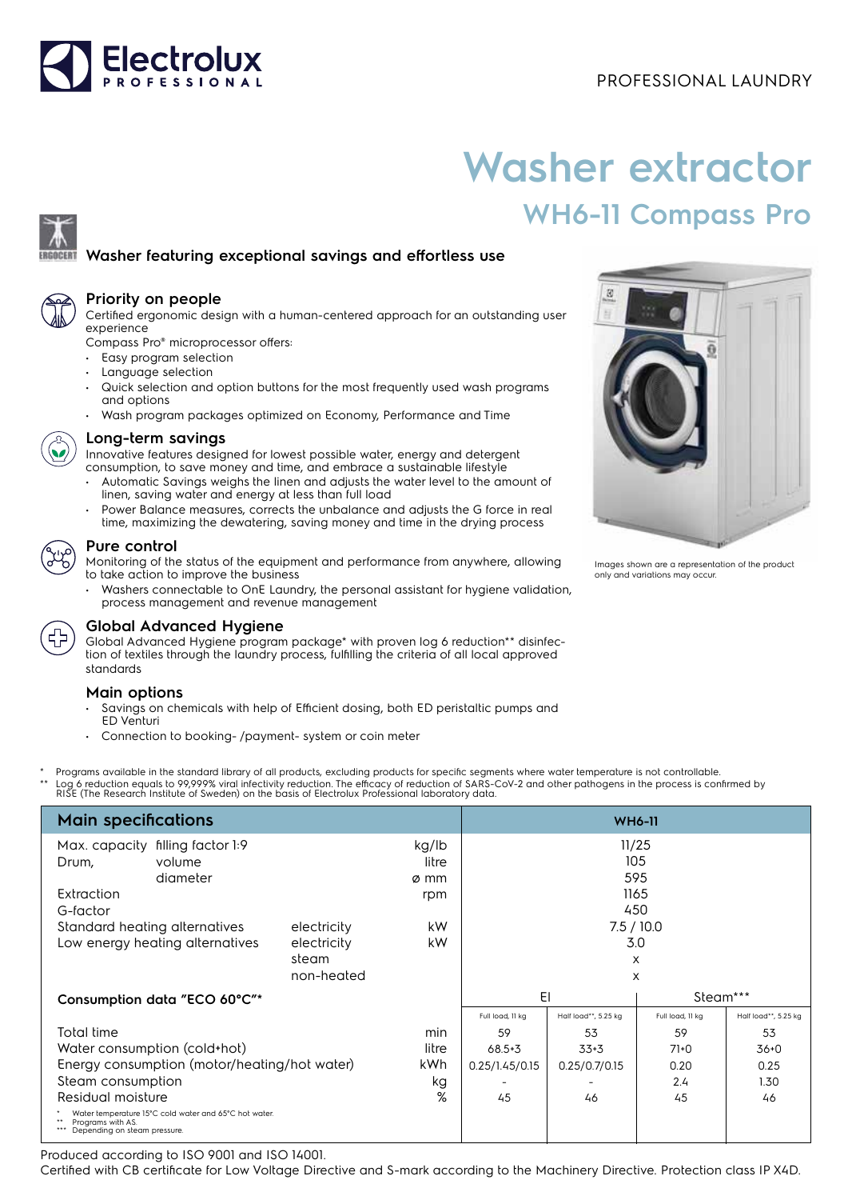Electrolux PROFESSIONAL

PROFESSIONAL LAUNDRY

# Washer extractor

## WH6-11 Compass Pro

### Washer featuring exceptional savings and effortless use

### Priority on people

Certified ergonomic design with a human-centered approach for an outstanding user experience

Compass Pro® microprocessor offers:

- Easy program selection
- Language selection
- Quick selection and option buttons for the most frequently used wash programs and options
- Wash program packages optimized on Economy, Performance and Time

### Long-term savings

Innovative features designed for lowest possible water, energy and detergent consumption, to save money and time, and embrace a sustainable lifestyle

- Automatic Savings weighs the linen and adjusts the water level to the amount of linen, saving water and energy at less than full load
- Power Balance measures, corrects the unbalance and adjusts the G force in real time, maximizing the dewatering, saving money and time in the drying process

### Pure control

Monitoring of the status of the equipment and performance from anywhere, allowing to take action to improve the business

- Washers connectable to OnE Laundry, the personal assistant for hygiene validation, process management and revenue management

### Global Advanced Hygiene

Global Advanced Hygiene program package* with proven log 6 reduction** disinfection of textiles through the laundry process, fulfilling the criteria of all local approved standards

### Main options

- Savings on chemicals with help of Efficient dosing, both ED peristaltic pumps and ED Venturi
- Connection to booking- /payment- system or coin meter

Images shown are a representation of the product only and variations may occur.

\* Programs available in the standard library of all products, excluding products for specific segments where water temperature is not controllable.
\** Log 6 reduction equals to 99,999% viral infectivity reduction. The efficacy of reduction of SARS-CoV-2 and other pathogens in the process is confirmed by RISE (The Research Institute of Sweden) on the basis of Electrolux Professional laboratory data.

| Main specifications | | | WH6-11 | | | |
|---|---|---|---|---|---|---|
| Max. capacity filling factor 1:9 | | kg/lb | 11/25 | | | |
| Drum, volume | | litre | 105 | | | |
| Drum, diameter | | ø mm | 595 | | | |
| Extraction | | rpm | 1165 | | | |
| G-factor | | | 450 | | | |
| Standard heating alternatives | electricity | kW | 7.5 / 10.0 | | | |
| Low energy heating alternatives | electricity | kW | 3.0 | | | |
| | steam | | x | | | |
| | non-heated | | x | | | |
| **Consumption data "ECO 60°C"*** | | | El | | Steam*** | |
| | | | Full load, 11 kg | Half load**, 5.25 kg | Full load, 11 kg | Half load**, 5.25 kg |
| Total time | | min | 59 | 53 | 59 | 53 |
| Water consumption (cold+hot) | | litre | 68.5+3 | 33+3 | 71+0 | 36+0 |
| Energy consumption (motor/heating/hot water) | | kWh | 0.25/1.45/0.15 | 0.25/0.7/0.15 | 0.20 | 0.25 |
| Steam consumption | | kg | - | - | 2.4 | 1.30 |
| Residual moisture | | % | 45 | 46 | 45 | 46 |

\* Water temperature 15°C cold water and 65°C hot water.
\** Programs with AS.
\*** Depending on steam pressure.

Produced according to ISO 9001 and ISO 14001.

Certified with CB certificate for Low Voltage Directive and S-mark according to the Machinery Directive. Protection class IP X4D.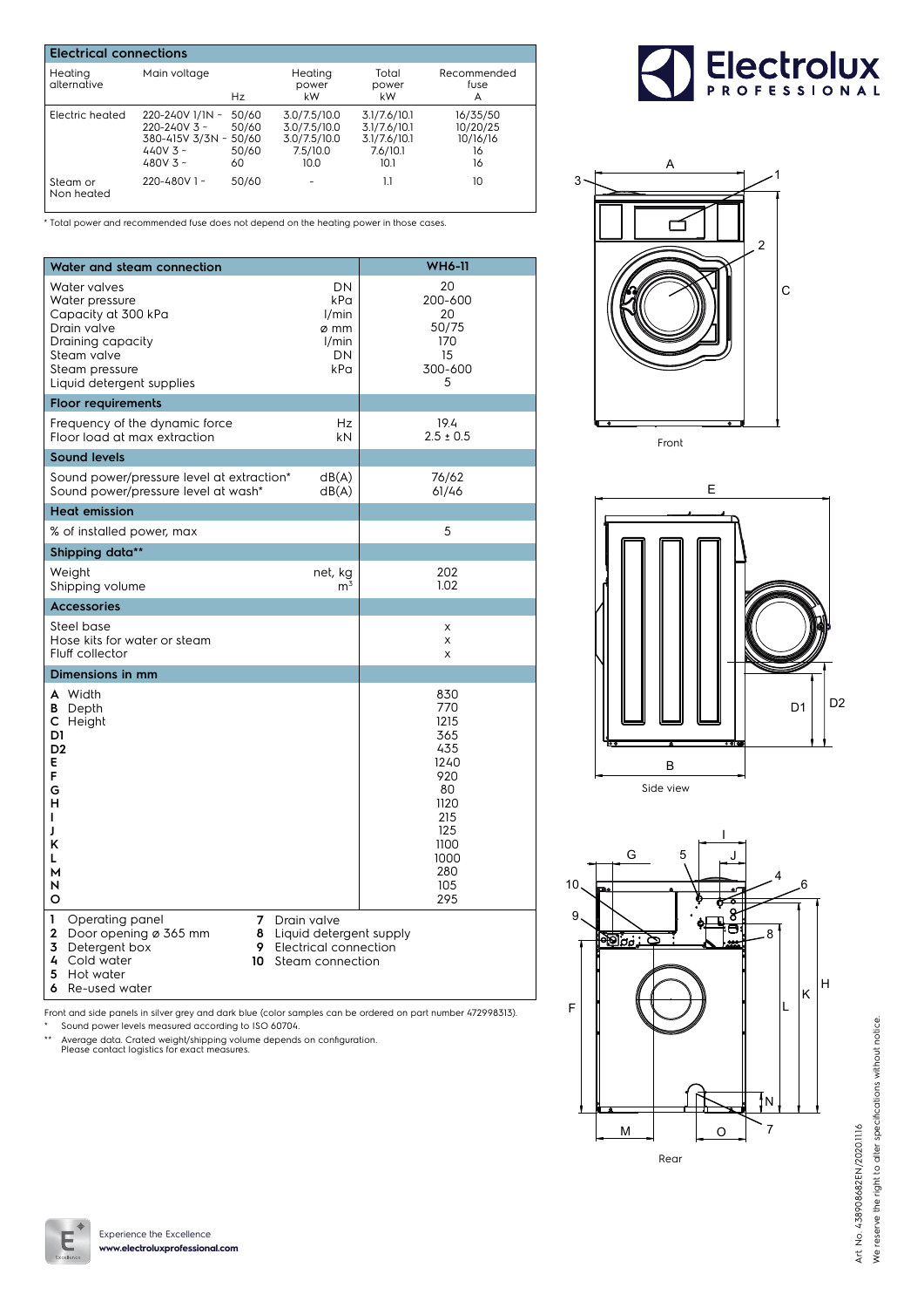## Electrical connections

| Heating alternative | Main voltage | Hz | Heating power kW | Total power kW | Recommended fuse A |
|---|---|---|---|---|---|
| Electric heated | 220-240V 1/1N ~<br>220-240V 3 ~<br>380-415V 3/3N ~<br>440V 3 ~<br>480V 3 ~ | 50/60<br>50/60<br>50/60<br>50/60<br>60 | 3.0/7.5/10.0<br>3.0/7.5/10.0<br>3.0/7.5/10.0<br>7.5/10.0<br>10.0 | 3.1/7.6/10.1<br>3.1/7.6/10.1<br>3.1/7.6/10.1<br>7.6/10.1<br>10.1 | 16/35/50<br>10/20/25<br>10/16/16<br>16<br>16 |
| Steam or Non heated | 220-480V 1 ~ | 50/60 | - | 1.1 | 10 |

\* Total power and recommended fuse does not depend on the heating power in those cases.

| Water and steam connection | | WH6-11 |
|---|---|---|
| Water valves | DN | 20 |
| Water pressure | kPa | 200-600 |
| Capacity at 300 kPa | l/min | 20 |
| Drain valve | ø mm | 50/75 |
| Draining capacity | l/min | 170 |
| Steam valve | DN | 15 |
| Steam pressure | kPa | 300-600 |
| Liquid detergent supplies | | 5 |
| **Floor requirements** | | |
| Frequency of the dynamic force | Hz | 19.4 |
| Floor load at max extraction | kN | 2.5 ± 0.5 |
| **Sound levels** | | |
| Sound power/pressure level at extraction* | dB(A) | 76/62 |
| Sound power/pressure level at wash* | dB(A) | 61/46 |
| **Heat emission** | | |
| % of installed power, max | | 5 |
| **Shipping data**** | | |
| Weight | net, kg | 202 |
| Shipping volume | $m^3$ | 1.02 |
| **Accessories** | | |
| Steel base | | x |
| Hose kits for water or steam | | x |
| Fluff collector | | x |
| **Dimensions in mm** | | |
| **A** Width | | 830 |
| **B** Depth | | 770 |
| **C** Height | | 1215 |
| **D1** | | 365 |
| **D2** | | 435 |
| **E** | | 1240 |
| **F** | | 920 |
| **G** | | 80 |
| **H** | | 1120 |
| **I** | | 215 |
| **J** | | 125 |
| **K** | | 1100 |
| **L** | | 1000 |
| **M** | | 280 |
| **N** | | 105 |
| **O** | | 295 |

1 Operating panel
2 Door opening ø 365 mm
3 Detergent box
4 Cold water
5 Hot water
6 Re-used water
7 Drain valve
8 Liquid detergent supply
9 Electrical connection
10 Steam connection

Front and side panels in silver grey and dark blue (color samples can be ordered on part number 472998313).

\* Sound power levels measured according to ISO 60704.

\*\* Average data. Crated weight/shipping volume depends on configuration. Please contact logistics for exact measures.

Front

Side view

Rear

Experience the Excellence
**www.electroluxprofessional.com**

Art. No. 438908682EN/20201116
We reserve the right to alter specifications without notice.